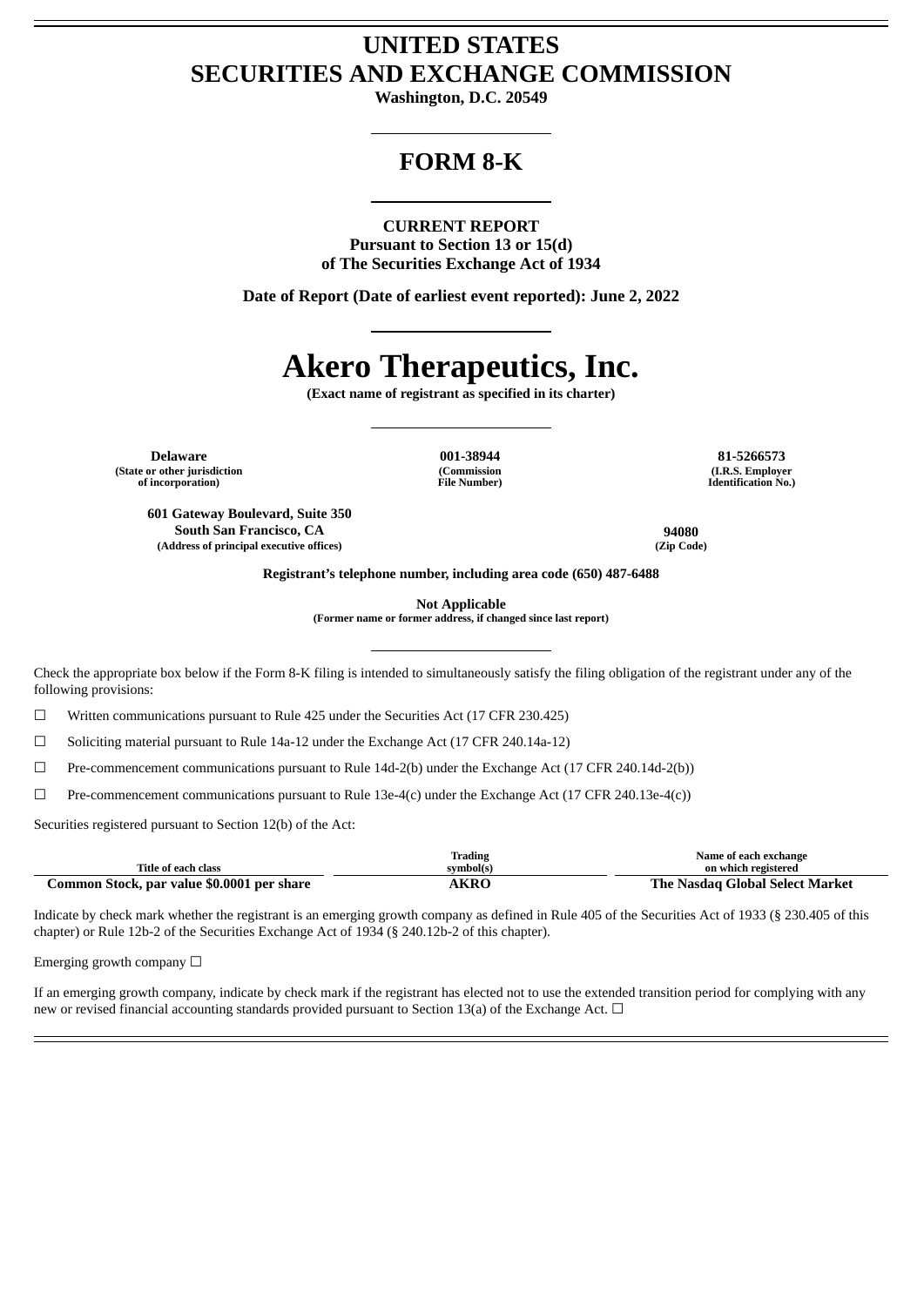# UNITED STATES
# SECURITIES AND EXCHANGE COMMISSION

**Washington, D.C. 20549**

## FORM 8-K

**CURRENT REPORT**
**Pursuant to Section 13 or 15(d)**
**of The Securities Exchange Act of 1934**

**Date of Report (Date of earliest event reported): June 2, 2022**

# Akero Therapeutics, Inc.

**(Exact name of registrant as specified in its charter)**

| Delaware | 001-38944 | 81-5266573 |
|---|---|---|
| (State or other jurisdiction of incorporation) | (Commission File Number) | (I.R.S. Employer Identification No.) |

| 601 Gateway Boulevard, Suite 350 South San Francisco, CA | 94080 |
|---|---|
| (Address of principal executive offices) | (Zip Code) |

**Registrant's telephone number, including area code (650) 487-6488**

**Not Applicable**
**(Former name or former address, if changed since last report)**

Check the appropriate box below if the Form 8-K filing is intended to simultaneously satisfy the filing obligation of the registrant under any of the following provisions:

☐ Written communications pursuant to Rule 425 under the Securities Act (17 CFR 230.425)

☐ Soliciting material pursuant to Rule 14a-12 under the Exchange Act (17 CFR 240.14a-12)

☐ Pre-commencement communications pursuant to Rule 14d-2(b) under the Exchange Act (17 CFR 240.14d-2(b))

☐ Pre-commencement communications pursuant to Rule 13e-4(c) under the Exchange Act (17 CFR 240.13e-4(c))

Securities registered pursuant to Section 12(b) of the Act:

| Title of each class | Trading symbol(s) | Name of each exchange on which registered |
|---|---|---|
| **Common Stock, par value $0.0001 per share** | **AKRO** | **The Nasdaq Global Select Market** |

Indicate by check mark whether the registrant is an emerging growth company as defined in Rule 405 of the Securities Act of 1933 (§ 230.405 of this chapter) or Rule 12b-2 of the Securities Exchange Act of 1934 (§ 240.12b-2 of this chapter).

Emerging growth company ☐

If an emerging growth company, indicate by check mark if the registrant has elected not to use the extended transition period for complying with any new or revised financial accounting standards provided pursuant to Section 13(a) of the Exchange Act. ☐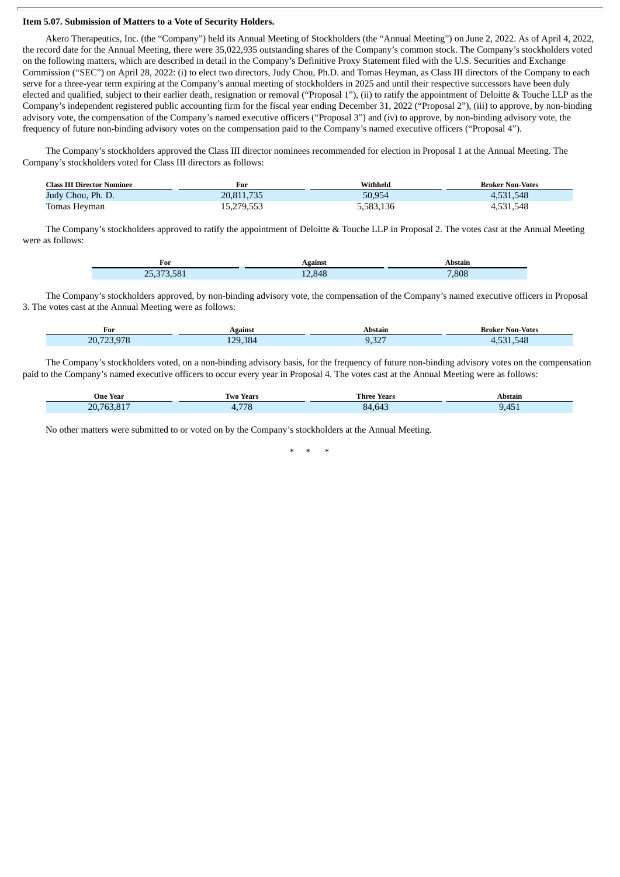**Item 5.07. Submission of Matters to a Vote of Security Holders.**

Akero Therapeutics, Inc. (the "Company") held its Annual Meeting of Stockholders (the "Annual Meeting") on June 2, 2022. As of April 4, 2022, the record date for the Annual Meeting, there were 35,022,935 outstanding shares of the Company's common stock. The Company's stockholders voted on the following matters, which are described in detail in the Company's Definitive Proxy Statement filed with the U.S. Securities and Exchange Commission ("SEC") on April 28, 2022: (i) to elect two directors, Judy Chou, Ph.D. and Tomas Heyman, as Class III directors of the Company to each serve for a three-year term expiring at the Company's annual meeting of stockholders in 2025 and until their respective successors have been duly elected and qualified, subject to their earlier death, resignation or removal ("Proposal 1"), (ii) to ratify the appointment of Deloitte & Touche LLP as the Company's independent registered public accounting firm for the fiscal year ending December 31, 2022 ("Proposal 2"), (iii) to approve, by non-binding advisory vote, the compensation of the Company's named executive officers ("Proposal 3") and (iv) to approve, by non-binding advisory vote, the frequency of future non-binding advisory votes on the compensation paid to the Company's named executive officers ("Proposal 4").

The Company's stockholders approved the Class III director nominees recommended for election in Proposal 1 at the Annual Meeting. The Company's stockholders voted for Class III directors as follows:

| Class III Director Nominee | For | Withheld | Broker Non-Votes |
|---|---|---|---|
| Judy Chou, Ph. D. | 20,811,735 | 50,954 | 4,531,548 |
| Tomas Heyman | 15,279,553 | 5,583,136 | 4,531,548 |

The Company's stockholders approved to ratify the appointment of Deloitte & Touche LLP in Proposal 2. The votes cast at the Annual Meeting were as follows:

| For | Against | Abstain |
|---|---|---|
| 25,373,581 | 12,848 | 7,808 |

The Company's stockholders approved, by non-binding advisory vote, the compensation of the Company's named executive officers in Proposal 3. The votes cast at the Annual Meeting were as follows:

| For | Against | Abstain | Broker Non-Votes |
|---|---|---|---|
| 20,723,978 | 129,384 | 9,327 | 4,531,548 |

The Company's stockholders voted, on a non-binding advisory basis, for the frequency of future non-binding advisory votes on the compensation paid to the Company's named executive officers to occur every year in Proposal 4. The votes cast at the Annual Meeting were as follows:

| One Year | Two Years | Three Years | Abstain |
|---|---|---|---|
| 20,763,817 | 4,778 | 84,643 | 9,451 |

No other matters were submitted to or voted on by the Company's stockholders at the Annual Meeting.

\* \* \*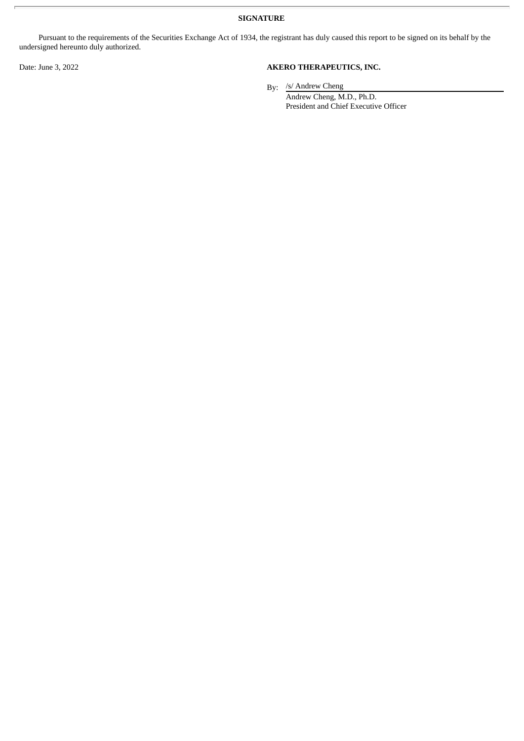## SIGNATURE

Pursuant to the requirements of the Securities Exchange Act of 1934, the registrant has duly caused this report to be signed on its behalf by the undersigned hereunto duly authorized.

Date: June 3, 2022

**AKERO THERAPEUTICS, INC.**

By: /s/ Andrew Cheng

Andrew Cheng, M.D., Ph.D.
President and Chief Executive Officer